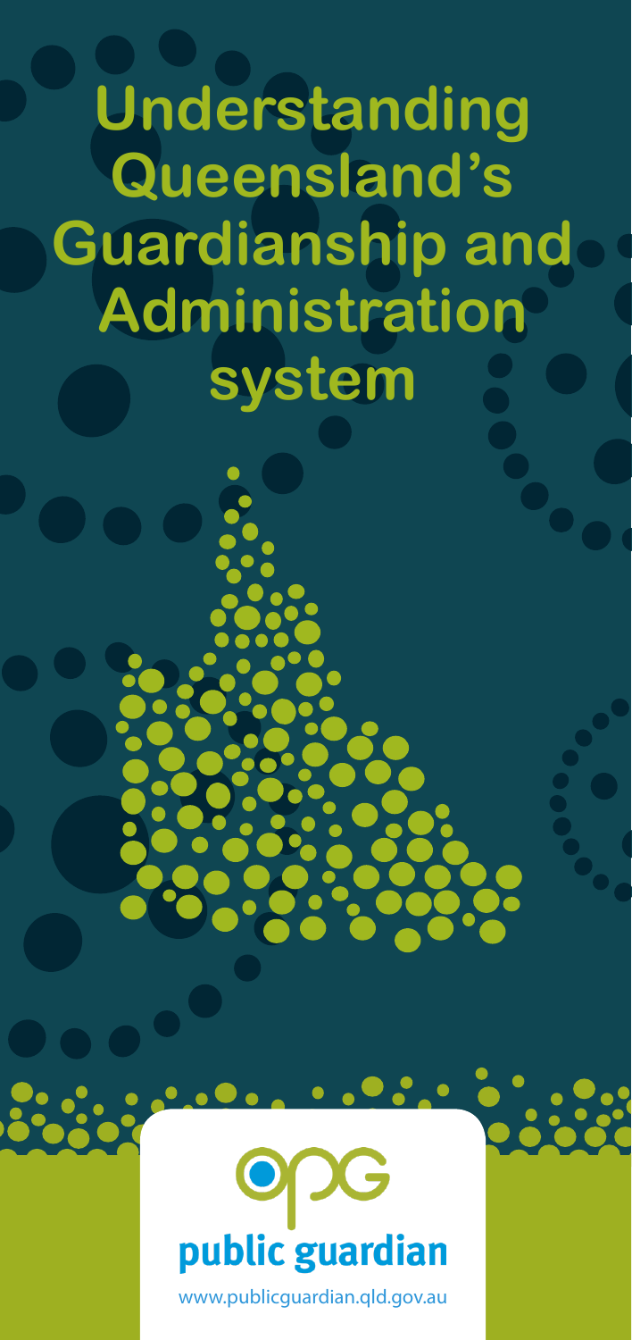# Understanding Queensland's Guardianship and Administration system

public guardian

www.publicguardian.qld.gov.au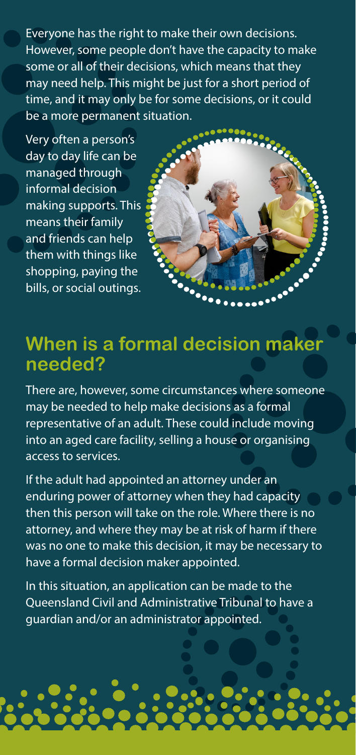Everyone has the right to make their own decisions. However, some people don't have the capacity to make some or all of their decisions, which means that they may need help. This might be just for a short period of time, and it may only be for some decisions, or it could be a more permanent situation.

Very often a person's day to day life can be managed through informal decision making supports. This means their family and friends can help them with things like shopping, paying the bills, or social outings.

## When is a formal decision maker needed?

There are, however, some circumstances where someone may be needed to help make decisions as a formal representative of an adult. These could include moving into an aged care facility, selling a house or organising access to services.

If the adult had appointed an attorney under an enduring power of attorney when they had capacity then this person will take on the role. Where there is no attorney, and where they may be at risk of harm if there was no one to make this decision, it may be necessary to have a formal decision maker appointed.

In this situation, an application can be made to the Queensland Civil and Administrative Tribunal to have a guardian and/or an administrator appointed.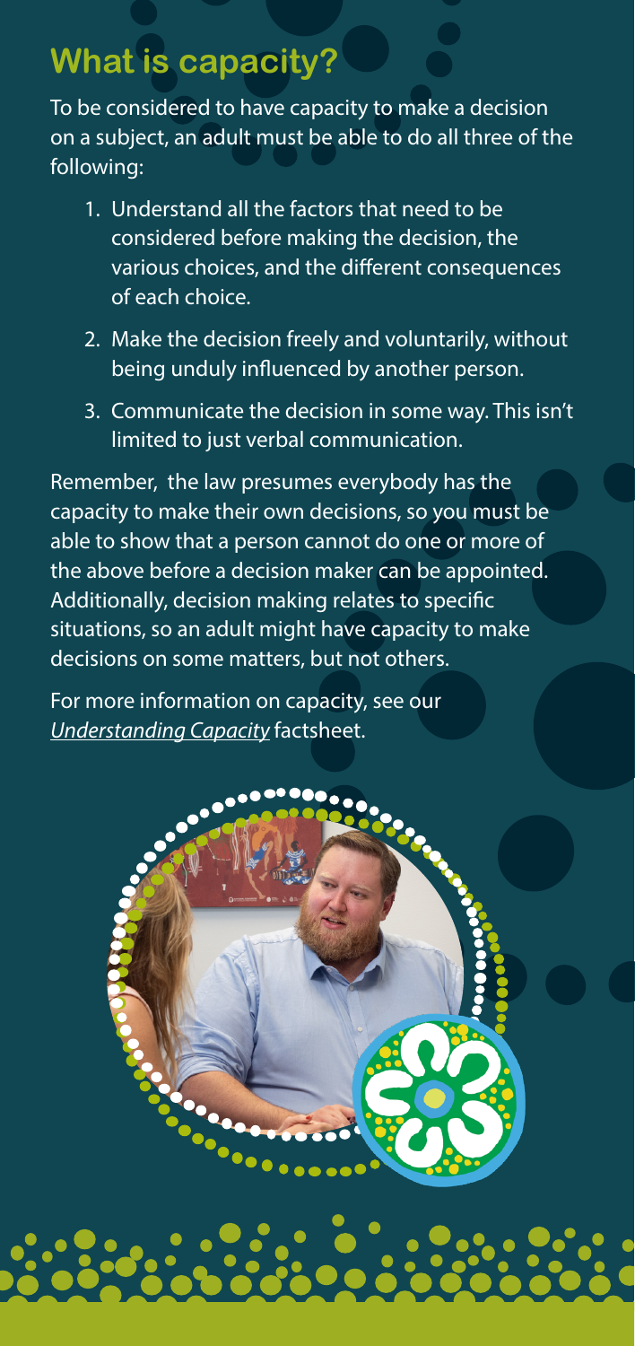## What is capacity?

To be considered to have capacity to make a decision on a subject, an adult must be able to do all three of the following:

1. Understand all the factors that need to be considered before making the decision, the various choices, and the different consequences of each choice.
2. Make the decision freely and voluntarily, without being unduly influenced by another person.
3. Communicate the decision in some way. This isn't limited to just verbal communication.

Remember, the law presumes everybody has the capacity to make their own decisions, so you must be able to show that a person cannot do one or more of the above before a decision maker can be appointed. Additionally, decision making relates to specific situations, so an adult might have capacity to make decisions on some matters, but not others.

For more information on capacity, see our *Understanding Capacity* factsheet.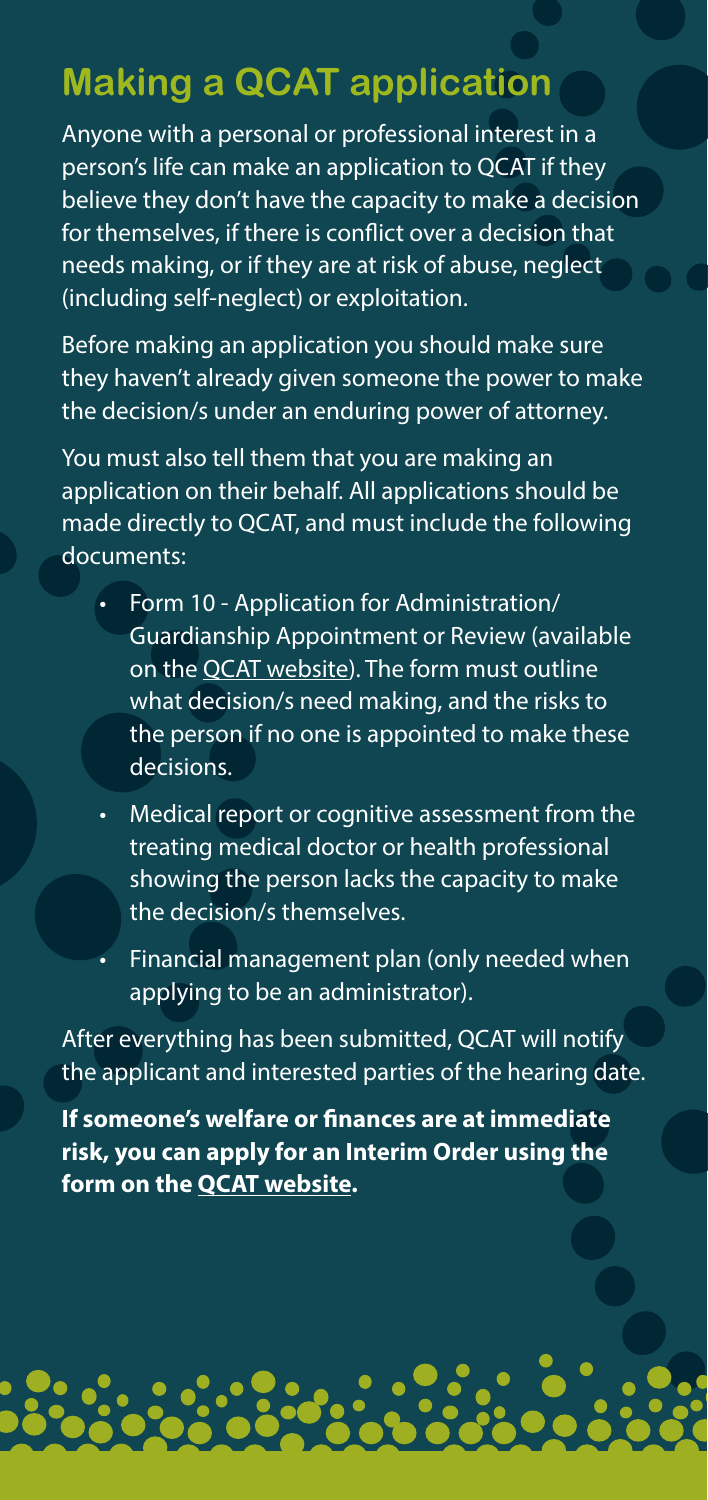## Making a QCAT application

Anyone with a personal or professional interest in a person's life can make an application to QCAT if they believe they don't have the capacity to make a decision for themselves, if there is conflict over a decision that needs making, or if they are at risk of abuse, neglect (including self-neglect) or exploitation.

Before making an application you should make sure they haven't already given someone the power to make the decision/s under an enduring power of attorney.

You must also tell them that you are making an application on their behalf. All applications should be made directly to QCAT, and must include the following documents:

- Form 10 - Application for Administration/ Guardianship Appointment or Review (available on the QCAT website). The form must outline what decision/s need making, and the risks to the person if no one is appointed to make these decisions.
- Medical report or cognitive assessment from the treating medical doctor or health professional showing the person lacks the capacity to make the decision/s themselves.
- Financial management plan (only needed when applying to be an administrator).

After everything has been submitted, QCAT will notify the applicant and interested parties of the hearing date.

**If someone's welfare or finances are at immediate risk, you can apply for an Interim Order using the form on the QCAT website.**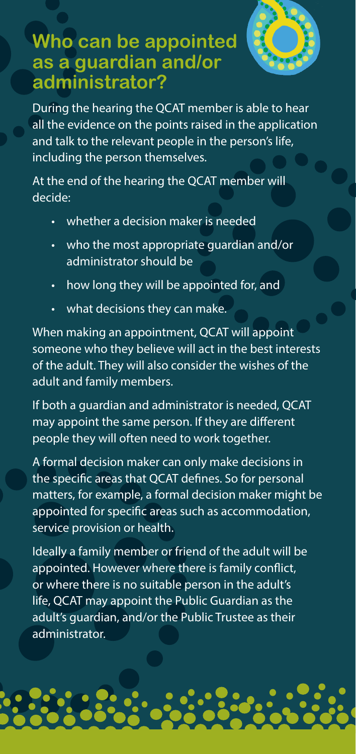# Who can be appointed as a guardian and/or administrator?

During the hearing the QCAT member is able to hear all the evidence on the points raised in the application and talk to the relevant people in the person's life, including the person themselves.

At the end of the hearing the QCAT member will decide:

- whether a decision maker is needed
- who the most appropriate guardian and/or administrator should be
- how long they will be appointed for, and
- what decisions they can make.

When making an appointment, QCAT will appoint someone who they believe will act in the best interests of the adult. They will also consider the wishes of the adult and family members.

If both a guardian and administrator is needed, QCAT may appoint the same person. If they are different people they will often need to work together.

A formal decision maker can only make decisions in the specific areas that QCAT defines. So for personal matters, for example, a formal decision maker might be appointed for specific areas such as accommodation, service provision or health.

Ideally a family member or friend of the adult will be appointed. However where there is family conflict, or where there is no suitable person in the adult's life, QCAT may appoint the Public Guardian as the adult's guardian, and/or the Public Trustee as their administrator.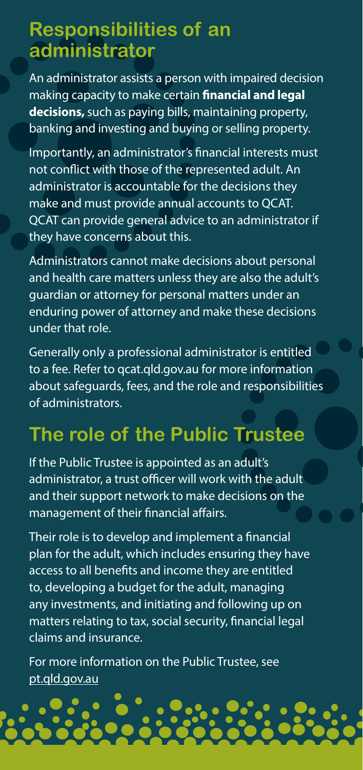## Responsibilities of an administrator

An administrator assists a person with impaired decision making capacity to make certain **financial and legal decisions,** such as paying bills, maintaining property, banking and investing and buying or selling property.

Importantly, an administrator's financial interests must not conflict with those of the represented adult. An administrator is accountable for the decisions they make and must provide annual accounts to QCAT. QCAT can provide general advice to an administrator if they have concerns about this.

Administrators cannot make decisions about personal and health care matters unless they are also the adult's guardian or attorney for personal matters under an enduring power of attorney and make these decisions under that role.

Generally only a professional administrator is entitled to a fee. Refer to qcat.qld.gov.au for more information about safeguards, fees, and the role and responsibilities of administrators.

## The role of the Public Trustee

If the Public Trustee is appointed as an adult's administrator, a trust officer will work with the adult and their support network to make decisions on the management of their financial affairs.

Their role is to develop and implement a financial plan for the adult, which includes ensuring they have access to all benefits and income they are entitled to, developing a budget for the adult, managing any investments, and initiating and following up on matters relating to tax, social security, financial legal claims and insurance.

For more information on the Public Trustee, see pt.qld.gov.au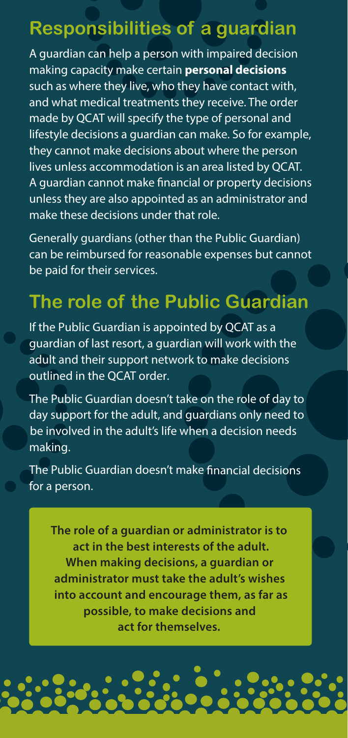## Responsibilities of a guardian

A guardian can help a person with impaired decision making capacity make certain **personal decisions** such as where they live, who they have contact with, and what medical treatments they receive. The order made by QCAT will specify the type of personal and lifestyle decisions a guardian can make. So for example, they cannot make decisions about where the person lives unless accommodation is an area listed by QCAT. A guardian cannot make financial or property decisions unless they are also appointed as an administrator and make these decisions under that role.

Generally guardians (other than the Public Guardian) can be reimbursed for reasonable expenses but cannot be paid for their services.

## The role of the Public Guardian

If the Public Guardian is appointed by QCAT as a guardian of last resort, a guardian will work with the adult and their support network to make decisions outlined in the QCAT order.

The Public Guardian doesn't take on the role of day to day support for the adult, and guardians only need to be involved in the adult's life when a decision needs making.

The Public Guardian doesn't make financial decisions for a person.

**The role of a guardian or administrator is to act in the best interests of the adult. When making decisions, a guardian or administrator must take the adult's wishes into account and encourage them, as far as possible, to make decisions and act for themselves.**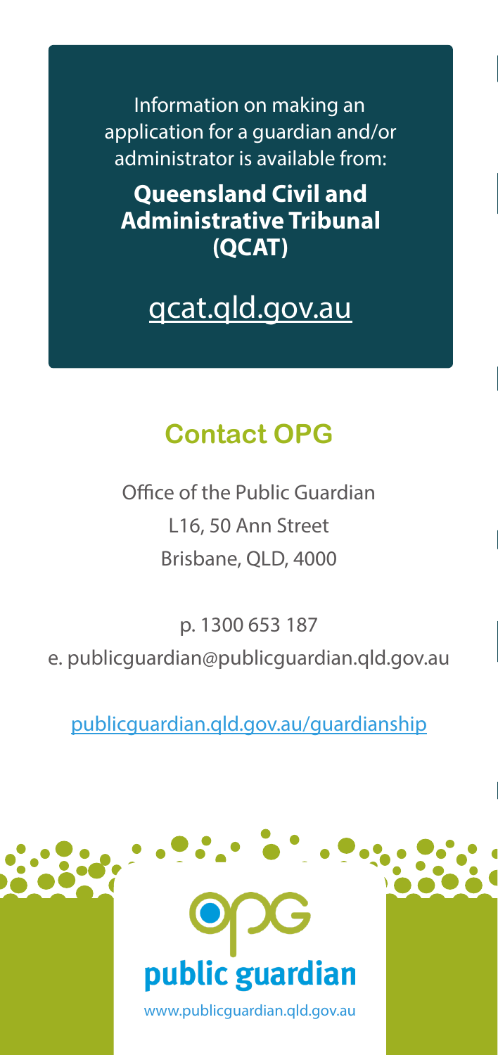Information on making an application for a guardian and/or administrator is available from:

**Queensland Civil and Administrative Tribunal (QCAT)**

qcat.qld.gov.au

## Contact OPG

Office of the Public Guardian
L16, 50 Ann Street
Brisbane, QLD, 4000

p. 1300 653 187
e. publicguardian@publicguardian.qld.gov.au

publicguardian.qld.gov.au/guardianship

public guardian

www.publicguardian.qld.gov.au